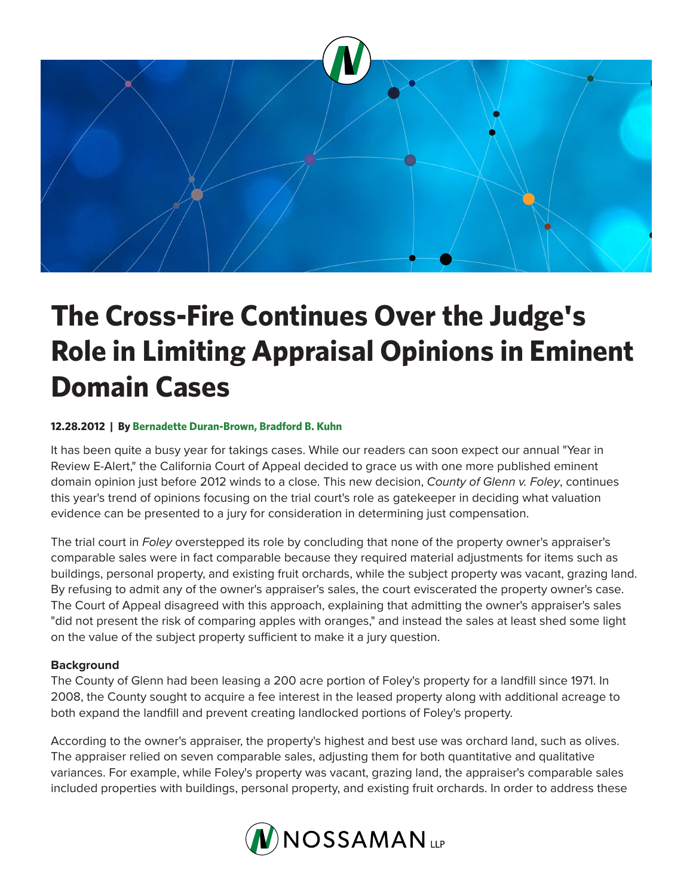# The Cross-Fire Continues Over the Judge's Role in Limiting Appraisal Opinions in Eminent Domain Cases

**12.28.2012 | By Bernadette Duran-Brown, Bradford B. Kuhn**

It has been quite a busy year for takings cases. While our readers can soon expect our annual "Year in Review E-Alert," the California Court of Appeal decided to grace us with one more published eminent domain opinion just before 2012 winds to a close. This new decision, *County of Glenn v. Foley*, continues this year's trend of opinions focusing on the trial court's role as gatekeeper in deciding what valuation evidence can be presented to a jury for consideration in determining just compensation.

The trial court in *Foley* overstepped its role by concluding that none of the property owner's appraiser's comparable sales were in fact comparable because they required material adjustments for items such as buildings, personal property, and existing fruit orchards, while the subject property was vacant, grazing land. By refusing to admit any of the owner's appraiser's sales, the court eviscerated the property owner's case. The Court of Appeal disagreed with this approach, explaining that admitting the owner's appraiser's sales "did not present the risk of comparing apples with oranges," and instead the sales at least shed some light on the value of the subject property sufficient to make it a jury question.

**Background**

The County of Glenn had been leasing a 200 acre portion of Foley's property for a landfill since 1971. In 2008, the County sought to acquire a fee interest in the leased property along with additional acreage to both expand the landfill and prevent creating landlocked portions of Foley's property.

According to the owner's appraiser, the property's highest and best use was orchard land, such as olives. The appraiser relied on seven comparable sales, adjusting them for both quantitative and qualitative variances. For example, while Foley's property was vacant, grazing land, the appraiser's comparable sales included properties with buildings, personal property, and existing fruit orchards. In order to address these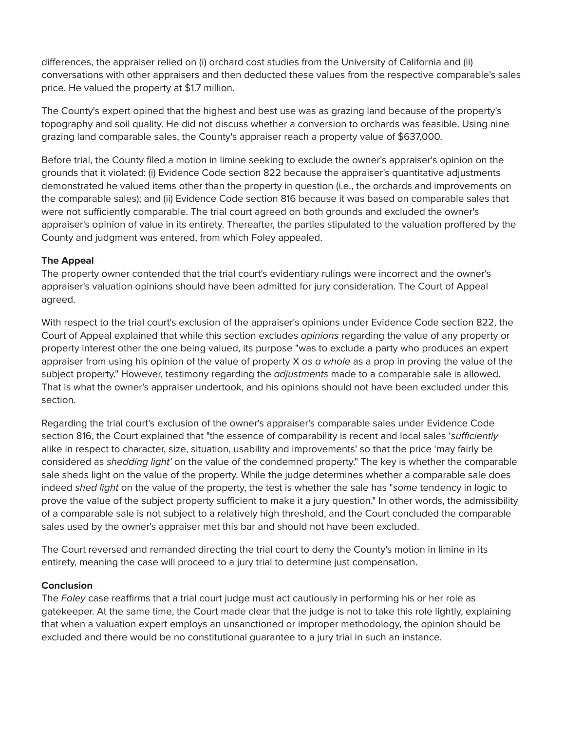differences, the appraiser relied on (i) orchard cost studies from the University of California and (ii) conversations with other appraisers and then deducted these values from the respective comparable's sales price. He valued the property at $1.7 million.

The County's expert opined that the highest and best use was as grazing land because of the property's topography and soil quality. He did not discuss whether a conversion to orchards was feasible. Using nine grazing land comparable sales, the County's appraiser reach a property value of $637,000.

Before trial, the County filed a motion in limine seeking to exclude the owner's appraiser's opinion on the grounds that it violated: (i) Evidence Code section 822 because the appraiser's quantitative adjustments demonstrated he valued items other than the property in question (i.e., the orchards and improvements on the comparable sales); and (ii) Evidence Code section 816 because it was based on comparable sales that were not sufficiently comparable. The trial court agreed on both grounds and excluded the owner's appraiser's opinion of value in its entirety. Thereafter, the parties stipulated to the valuation proffered by the County and judgment was entered, from which Foley appealed.

**The Appeal**
The property owner contended that the trial court's evidentiary rulings were incorrect and the owner's appraiser's valuation opinions should have been admitted for jury consideration. The Court of Appeal agreed.

With respect to the trial court's exclusion of the appraiser's opinions under Evidence Code section 822, the Court of Appeal explained that while this section excludes *opinions* regarding the value of any property or property interest other the one being valued, its purpose "was to exclude a party who produces an expert appraiser from using his opinion of the value of property X *as a whole* as a prop in proving the value of the subject property." However, testimony regarding the *adjustments* made to a comparable sale is allowed. That is what the owner's appraiser undertook, and his opinions should not have been excluded under this section.

Regarding the trial court's exclusion of the owner's appraiser's comparable sales under Evidence Code section 816, the Court explained that "the essence of comparability is recent and local sales '*sufficiently* alike in respect to character, size, situation, usability and improvements' so that the price 'may fairly be considered as *shedding light'* on the value of the condemned property." The key is whether the comparable sale sheds light on the value of the property. While the judge determines whether a comparable sale does indeed *shed light* on the value of the property, the test is whether the sale has "*some* tendency in logic to prove the value of the subject property sufficient to make it a jury question." In other words, the admissibility of a comparable sale is not subject to a relatively high threshold, and the Court concluded the comparable sales used by the owner's appraiser met this bar and should not have been excluded.

The Court reversed and remanded directing the trial court to deny the County's motion in limine in its entirety, meaning the case will proceed to a jury trial to determine just compensation.

**Conclusion**
The *Foley* case reaffirms that a trial court judge must act cautiously in performing his or her role as gatekeeper. At the same time, the Court made clear that the judge is not to take this role lightly, explaining that when a valuation expert employs an unsanctioned or improper methodology, the opinion should be excluded and there would be no constitutional guarantee to a jury trial in such an instance.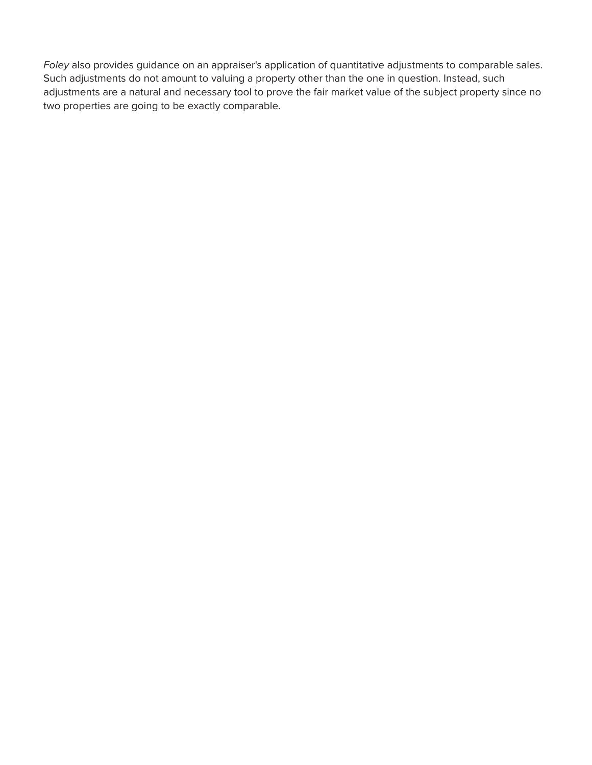*Foley* also provides guidance on an appraiser's application of quantitative adjustments to comparable sales. Such adjustments do not amount to valuing a property other than the one in question. Instead, such adjustments are a natural and necessary tool to prove the fair market value of the subject property since no two properties are going to be exactly comparable.